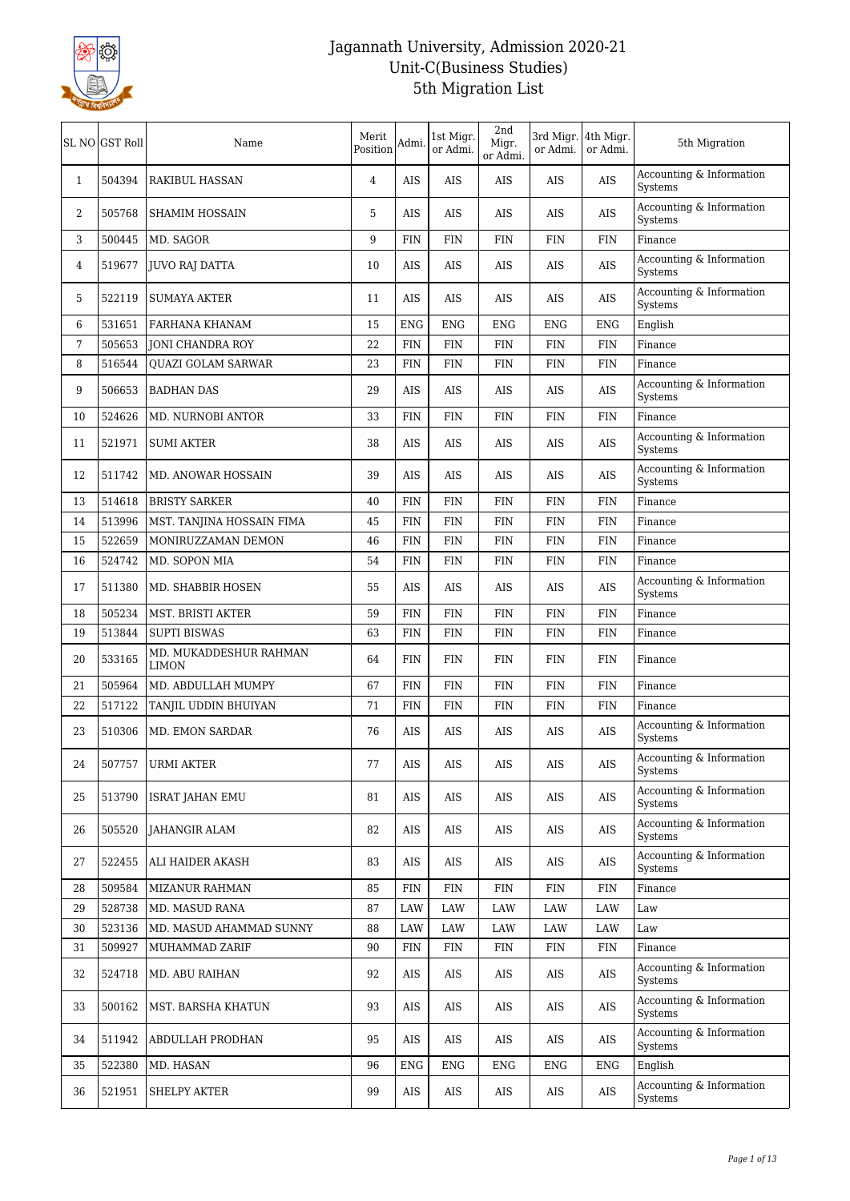# Jagannath University, Admission 2020-21
## Unit-C(Business Studies)
## 5th Migration List

| SL NO | GST Roll | Name | Merit Position | Admi. | 1st Migr. or Admi. | 2nd Migr. or Admi. | 3rd Migr. or Admi. | 4th Migr. or Admi. | 5th Migration |
|---|---|---|---|---|---|---|---|---|---|
| 1 | 504394 | RAKIBUL HASSAN | 4 | AIS | AIS | AIS | AIS | AIS | Accounting & Information Systems |
| 2 | 505768 | SHAMIM HOSSAIN | 5 | AIS | AIS | AIS | AIS | AIS | Accounting & Information Systems |
| 3 | 500445 | MD. SAGOR | 9 | FIN | FIN | FIN | FIN | FIN | Finance |
| 4 | 519677 | JUVO RAJ DATTA | 10 | AIS | AIS | AIS | AIS | AIS | Accounting & Information Systems |
| 5 | 522119 | SUMAYA AKTER | 11 | AIS | AIS | AIS | AIS | AIS | Accounting & Information Systems |
| 6 | 531651 | FARHANA KHANAM | 15 | ENG | ENG | ENG | ENG | ENG | English |
| 7 | 505653 | JONI CHANDRA ROY | 22 | FIN | FIN | FIN | FIN | FIN | Finance |
| 8 | 516544 | QUAZI GOLAM SARWAR | 23 | FIN | FIN | FIN | FIN | FIN | Finance |
| 9 | 506653 | BADHAN DAS | 29 | AIS | AIS | AIS | AIS | AIS | Accounting & Information Systems |
| 10 | 524626 | MD. NURNOBI ANTOR | 33 | FIN | FIN | FIN | FIN | FIN | Finance |
| 11 | 521971 | SUMI AKTER | 38 | AIS | AIS | AIS | AIS | AIS | Accounting & Information Systems |
| 12 | 511742 | MD. ANOWAR HOSSAIN | 39 | AIS | AIS | AIS | AIS | AIS | Accounting & Information Systems |
| 13 | 514618 | BRISTY SARKER | 40 | FIN | FIN | FIN | FIN | FIN | Finance |
| 14 | 513996 | MST. TANJINA HOSSAIN FIMA | 45 | FIN | FIN | FIN | FIN | FIN | Finance |
| 15 | 522659 | MONIRUZZAMAN DEMON | 46 | FIN | FIN | FIN | FIN | FIN | Finance |
| 16 | 524742 | MD. SOPON MIA | 54 | FIN | FIN | FIN | FIN | FIN | Finance |
| 17 | 511380 | MD. SHABBIR HOSEN | 55 | AIS | AIS | AIS | AIS | AIS | Accounting & Information Systems |
| 18 | 505234 | MST. BRISTI AKTER | 59 | FIN | FIN | FIN | FIN | FIN | Finance |
| 19 | 513844 | SUPTI BISWAS | 63 | FIN | FIN | FIN | FIN | FIN | Finance |
| 20 | 533165 | MD. MUKADDESHUR RAHMAN LIMON | 64 | FIN | FIN | FIN | FIN | FIN | Finance |
| 21 | 505964 | MD. ABDULLAH MUMPY | 67 | FIN | FIN | FIN | FIN | FIN | Finance |
| 22 | 517122 | TANJIL UDDIN BHUIYAN | 71 | FIN | FIN | FIN | FIN | FIN | Finance |
| 23 | 510306 | MD. EMON SARDAR | 76 | AIS | AIS | AIS | AIS | AIS | Accounting & Information Systems |
| 24 | 507757 | URMI AKTER | 77 | AIS | AIS | AIS | AIS | AIS | Accounting & Information Systems |
| 25 | 513790 | ISRAT JAHAN EMU | 81 | AIS | AIS | AIS | AIS | AIS | Accounting & Information Systems |
| 26 | 505520 | JAHANGIR ALAM | 82 | AIS | AIS | AIS | AIS | AIS | Accounting & Information Systems |
| 27 | 522455 | ALI HAIDER AKASH | 83 | AIS | AIS | AIS | AIS | AIS | Accounting & Information Systems |
| 28 | 509584 | MIZANUR RAHMAN | 85 | FIN | FIN | FIN | FIN | FIN | Finance |
| 29 | 528738 | MD. MASUD RANA | 87 | LAW | LAW | LAW | LAW | LAW | Law |
| 30 | 523136 | MD. MASUD AHAMMAD SUNNY | 88 | LAW | LAW | LAW | LAW | LAW | Law |
| 31 | 509927 | MUHAMMAD ZARIF | 90 | FIN | FIN | FIN | FIN | FIN | Finance |
| 32 | 524718 | MD. ABU RAIHAN | 92 | AIS | AIS | AIS | AIS | AIS | Accounting & Information Systems |
| 33 | 500162 | MST. BARSHA KHATUN | 93 | AIS | AIS | AIS | AIS | AIS | Accounting & Information Systems |
| 34 | 511942 | ABDULLAH PRODHAN | 95 | AIS | AIS | AIS | AIS | AIS | Accounting & Information Systems |
| 35 | 522380 | MD. HASAN | 96 | ENG | ENG | ENG | ENG | ENG | English |
| 36 | 521951 | SHELPY AKTER | 99 | AIS | AIS | AIS | AIS | AIS | Accounting & Information Systems |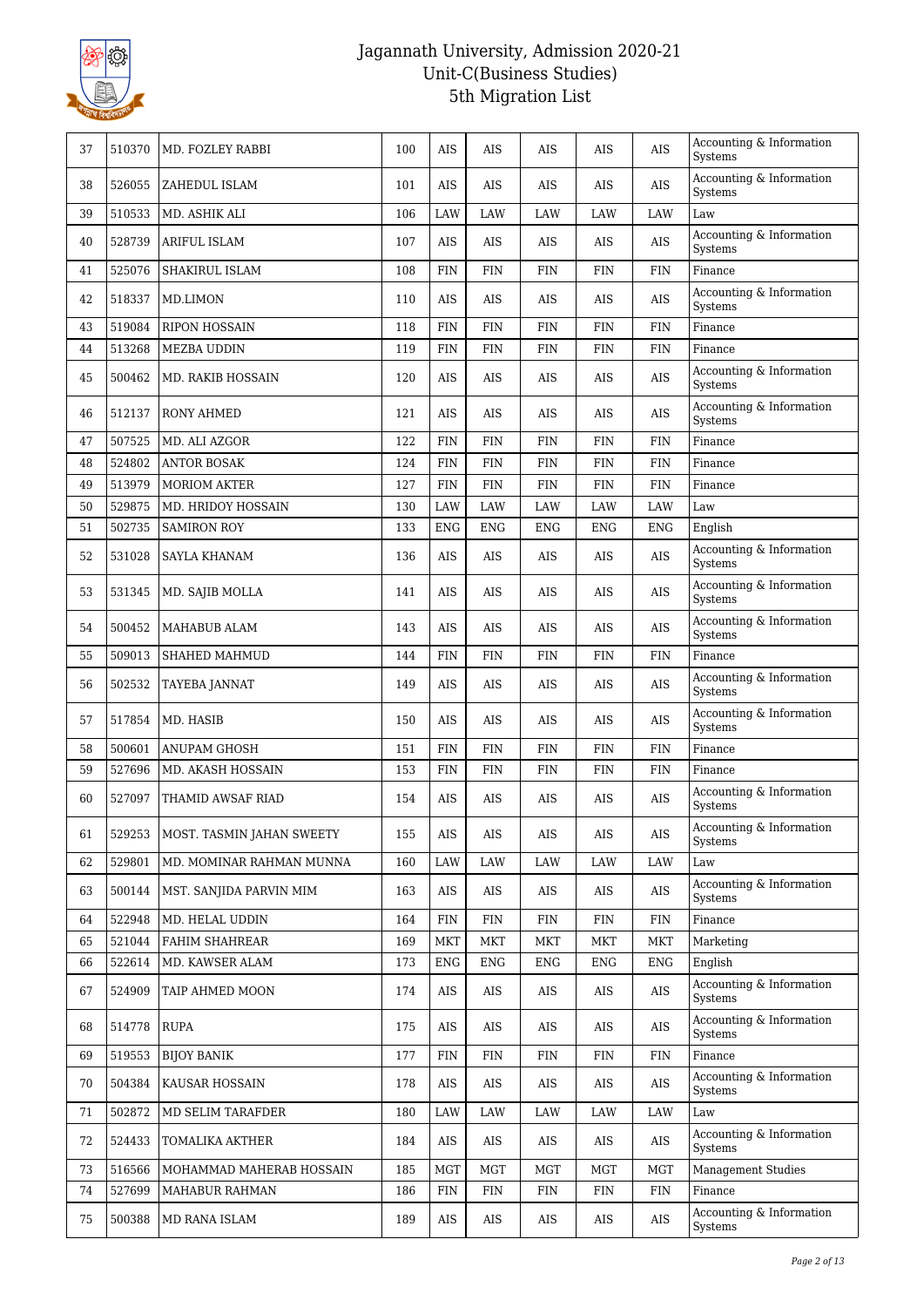# Jagannath University, Admission 2020-21
## Unit-C(Business Studies)
## 5th Migration List

| 37 | 510370 | MD. FOZLEY RABBI | 100 | AIS | AIS | AIS | AIS | AIS | Accounting & Information Systems |
|---|---|---|---|---|---|---|---|---|---|
| 38 | 526055 | ZAHEDUL ISLAM | 101 | AIS | AIS | AIS | AIS | AIS | Accounting & Information Systems |
| 39 | 510533 | MD. ASHIK ALI | 106 | LAW | LAW | LAW | LAW | LAW | Law |
| 40 | 528739 | ARIFUL ISLAM | 107 | AIS | AIS | AIS | AIS | AIS | Accounting & Information Systems |
| 41 | 525076 | SHAKIRUL ISLAM | 108 | FIN | FIN | FIN | FIN | FIN | Finance |
| 42 | 518337 | MD.LIMON | 110 | AIS | AIS | AIS | AIS | AIS | Accounting & Information Systems |
| 43 | 519084 | RIPON HOSSAIN | 118 | FIN | FIN | FIN | FIN | FIN | Finance |
| 44 | 513268 | MEZBA UDDIN | 119 | FIN | FIN | FIN | FIN | FIN | Finance |
| 45 | 500462 | MD. RAKIB HOSSAIN | 120 | AIS | AIS | AIS | AIS | AIS | Accounting & Information Systems |
| 46 | 512137 | RONY AHMED | 121 | AIS | AIS | AIS | AIS | AIS | Accounting & Information Systems |
| 47 | 507525 | MD. ALI AZGOR | 122 | FIN | FIN | FIN | FIN | FIN | Finance |
| 48 | 524802 | ANTOR BOSAK | 124 | FIN | FIN | FIN | FIN | FIN | Finance |
| 49 | 513979 | MORIOM AKTER | 127 | FIN | FIN | FIN | FIN | FIN | Finance |
| 50 | 529875 | MD. HRIDOY HOSSAIN | 130 | LAW | LAW | LAW | LAW | LAW | Law |
| 51 | 502735 | SAMIRON ROY | 133 | ENG | ENG | ENG | ENG | ENG | English |
| 52 | 531028 | SAYLA KHANAM | 136 | AIS | AIS | AIS | AIS | AIS | Accounting & Information Systems |
| 53 | 531345 | MD. SAJIB MOLLA | 141 | AIS | AIS | AIS | AIS | AIS | Accounting & Information Systems |
| 54 | 500452 | MAHABUB ALAM | 143 | AIS | AIS | AIS | AIS | AIS | Accounting & Information Systems |
| 55 | 509013 | SHAHED MAHMUD | 144 | FIN | FIN | FIN | FIN | FIN | Finance |
| 56 | 502532 | TAYEBA JANNAT | 149 | AIS | AIS | AIS | AIS | AIS | Accounting & Information Systems |
| 57 | 517854 | MD. HASIB | 150 | AIS | AIS | AIS | AIS | AIS | Accounting & Information Systems |
| 58 | 500601 | ANUPAM GHOSH | 151 | FIN | FIN | FIN | FIN | FIN | Finance |
| 59 | 527696 | MD. AKASH HOSSAIN | 153 | FIN | FIN | FIN | FIN | FIN | Finance |
| 60 | 527097 | THAMID AWSAF RIAD | 154 | AIS | AIS | AIS | AIS | AIS | Accounting & Information Systems |
| 61 | 529253 | MOST. TASMIN JAHAN SWEETY | 155 | AIS | AIS | AIS | AIS | AIS | Accounting & Information Systems |
| 62 | 529801 | MD. MOMINAR RAHMAN MUNNA | 160 | LAW | LAW | LAW | LAW | LAW | Law |
| 63 | 500144 | MST. SANJIDA PARVIN MIM | 163 | AIS | AIS | AIS | AIS | AIS | Accounting & Information Systems |
| 64 | 522948 | MD. HELAL UDDIN | 164 | FIN | FIN | FIN | FIN | FIN | Finance |
| 65 | 521044 | FAHIM SHAHREAR | 169 | MKT | MKT | MKT | MKT | MKT | Marketing |
| 66 | 522614 | MD. KAWSER ALAM | 173 | ENG | ENG | ENG | ENG | ENG | English |
| 67 | 524909 | TAIP AHMED MOON | 174 | AIS | AIS | AIS | AIS | AIS | Accounting & Information Systems |
| 68 | 514778 | RUPA | 175 | AIS | AIS | AIS | AIS | AIS | Accounting & Information Systems |
| 69 | 519553 | BIJOY BANIK | 177 | FIN | FIN | FIN | FIN | FIN | Finance |
| 70 | 504384 | KAUSAR HOSSAIN | 178 | AIS | AIS | AIS | AIS | AIS | Accounting & Information Systems |
| 71 | 502872 | MD SELIM TARAFDER | 180 | LAW | LAW | LAW | LAW | LAW | Law |
| 72 | 524433 | TOMALIKA AKTHER | 184 | AIS | AIS | AIS | AIS | AIS | Accounting & Information Systems |
| 73 | 516566 | MOHAMMAD MAHERAB HOSSAIN | 185 | MGT | MGT | MGT | MGT | MGT | Management Studies |
| 74 | 527699 | MAHABUR RAHMAN | 186 | FIN | FIN | FIN | FIN | FIN | Finance |
| 75 | 500388 | MD RANA ISLAM | 189 | AIS | AIS | AIS | AIS | AIS | Accounting & Information Systems |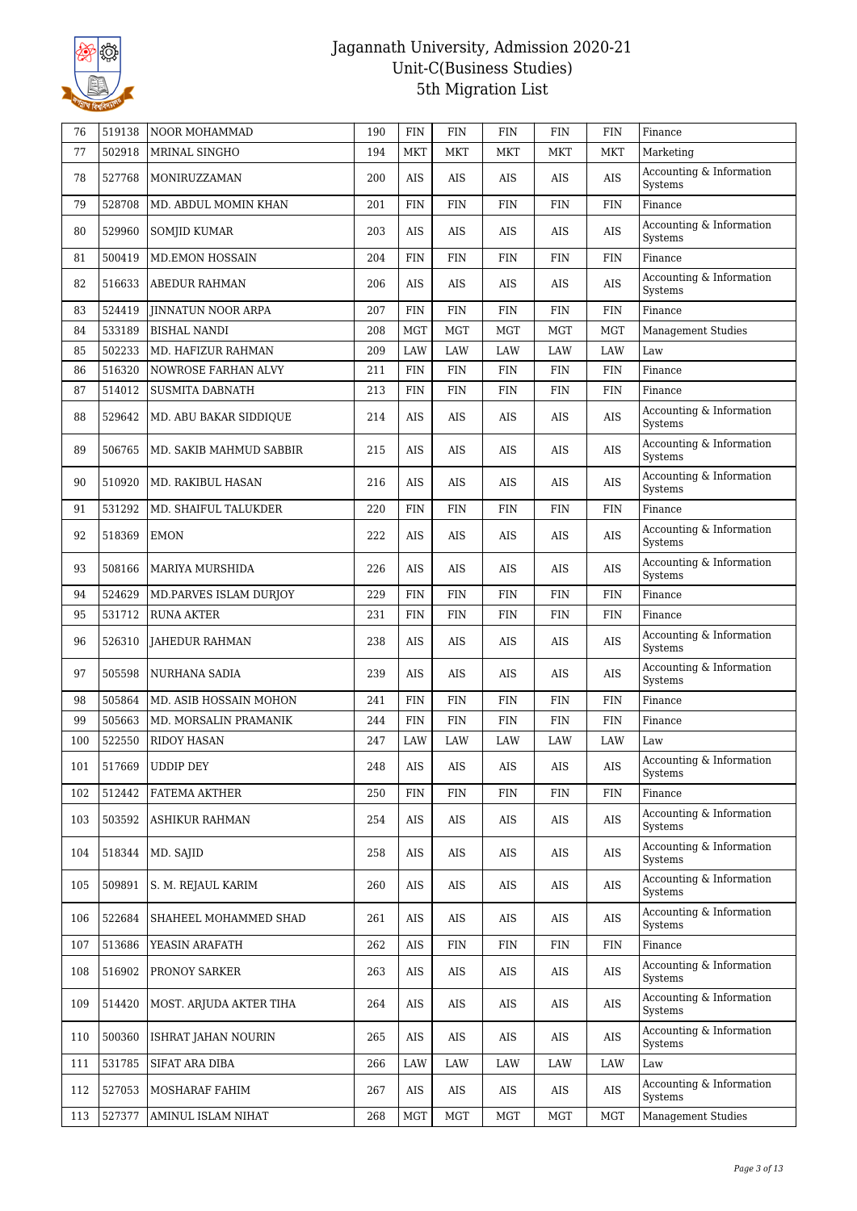# Jagannath University, Admission 2020-21
## Unit-C(Business Studies)
## 5th Migration List

| 76 | 519138 | NOOR MOHAMMAD | 190 | FIN | FIN | FIN | FIN | FIN | Finance |
|---|---|---|---|---|---|---|---|---|---|
| 77 | 502918 | MRINAL SINGHO | 194 | MKT | MKT | MKT | MKT | MKT | Marketing |
| 78 | 527768 | MONIRUZZAMAN | 200 | AIS | AIS | AIS | AIS | AIS | Accounting & Information Systems |
| 79 | 528708 | MD. ABDUL MOMIN KHAN | 201 | FIN | FIN | FIN | FIN | FIN | Finance |
| 80 | 529960 | SOMJID KUMAR | 203 | AIS | AIS | AIS | AIS | AIS | Accounting & Information Systems |
| 81 | 500419 | MD.EMON HOSSAIN | 204 | FIN | FIN | FIN | FIN | FIN | Finance |
| 82 | 516633 | ABEDUR RAHMAN | 206 | AIS | AIS | AIS | AIS | AIS | Accounting & Information Systems |
| 83 | 524419 | JINNATUN NOOR ARPA | 207 | FIN | FIN | FIN | FIN | FIN | Finance |
| 84 | 533189 | BISHAL NANDI | 208 | MGT | MGT | MGT | MGT | MGT | Management Studies |
| 85 | 502233 | MD. HAFIZUR RAHMAN | 209 | LAW | LAW | LAW | LAW | LAW | Law |
| 86 | 516320 | NOWROSE FARHAN ALVY | 211 | FIN | FIN | FIN | FIN | FIN | Finance |
| 87 | 514012 | SUSMITA DABNATH | 213 | FIN | FIN | FIN | FIN | FIN | Finance |
| 88 | 529642 | MD. ABU BAKAR SIDDIQUE | 214 | AIS | AIS | AIS | AIS | AIS | Accounting & Information Systems |
| 89 | 506765 | MD. SAKIB MAHMUD SABBIR | 215 | AIS | AIS | AIS | AIS | AIS | Accounting & Information Systems |
| 90 | 510920 | MD. RAKIBUL HASAN | 216 | AIS | AIS | AIS | AIS | AIS | Accounting & Information Systems |
| 91 | 531292 | MD. SHAIFUL TALUKDER | 220 | FIN | FIN | FIN | FIN | FIN | Finance |
| 92 | 518369 | EMON | 222 | AIS | AIS | AIS | AIS | AIS | Accounting & Information Systems |
| 93 | 508166 | MARIYA MURSHIDA | 226 | AIS | AIS | AIS | AIS | AIS | Accounting & Information Systems |
| 94 | 524629 | MD.PARVES ISLAM DURJOY | 229 | FIN | FIN | FIN | FIN | FIN | Finance |
| 95 | 531712 | RUNA AKTER | 231 | FIN | FIN | FIN | FIN | FIN | Finance |
| 96 | 526310 | JAHEDUR RAHMAN | 238 | AIS | AIS | AIS | AIS | AIS | Accounting & Information Systems |
| 97 | 505598 | NURHANA SADIA | 239 | AIS | AIS | AIS | AIS | AIS | Accounting & Information Systems |
| 98 | 505864 | MD. ASIB HOSSAIN MOHON | 241 | FIN | FIN | FIN | FIN | FIN | Finance |
| 99 | 505663 | MD. MORSALIN PRAMANIK | 244 | FIN | FIN | FIN | FIN | FIN | Finance |
| 100 | 522550 | RIDOY HASAN | 247 | LAW | LAW | LAW | LAW | LAW | Law |
| 101 | 517669 | UDDIP DEY | 248 | AIS | AIS | AIS | AIS | AIS | Accounting & Information Systems |
| 102 | 512442 | FATEMA AKTHER | 250 | FIN | FIN | FIN | FIN | FIN | Finance |
| 103 | 503592 | ASHIKUR RAHMAN | 254 | AIS | AIS | AIS | AIS | AIS | Accounting & Information Systems |
| 104 | 518344 | MD. SAJID | 258 | AIS | AIS | AIS | AIS | AIS | Accounting & Information Systems |
| 105 | 509891 | S. M. REJAUL KARIM | 260 | AIS | AIS | AIS | AIS | AIS | Accounting & Information Systems |
| 106 | 522684 | SHAHEEL MOHAMMED SHAD | 261 | AIS | AIS | AIS | AIS | AIS | Accounting & Information Systems |
| 107 | 513686 | YEASIN ARAFATH | 262 | AIS | FIN | FIN | FIN | FIN | Finance |
| 108 | 516902 | PRONOY SARKER | 263 | AIS | AIS | AIS | AIS | AIS | Accounting & Information Systems |
| 109 | 514420 | MOST. ARJUDA AKTER TIHA | 264 | AIS | AIS | AIS | AIS | AIS | Accounting & Information Systems |
| 110 | 500360 | ISHRAT JAHAN NOURIN | 265 | AIS | AIS | AIS | AIS | AIS | Accounting & Information Systems |
| 111 | 531785 | SIFAT ARA DIBA | 266 | LAW | LAW | LAW | LAW | LAW | Law |
| 112 | 527053 | MOSHARAF FAHIM | 267 | AIS | AIS | AIS | AIS | AIS | Accounting & Information Systems |
| 113 | 527377 | AMINUL ISLAM NIHAT | 268 | MGT | MGT | MGT | MGT | MGT | Management Studies |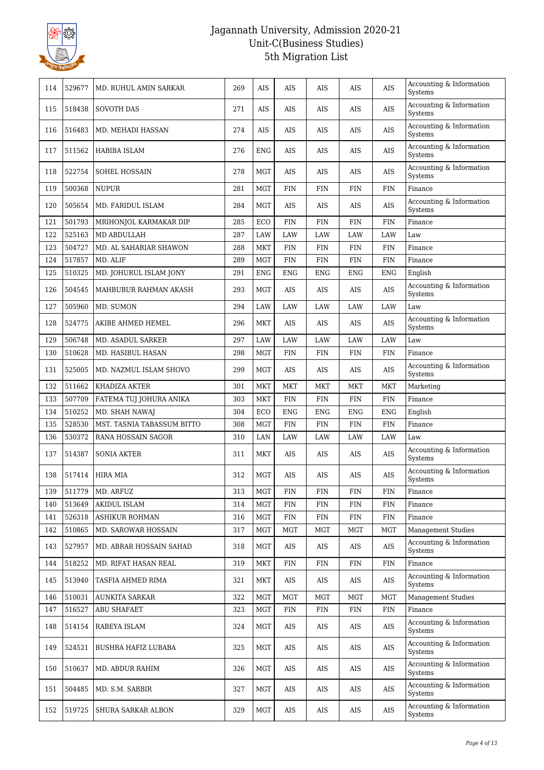| 114 | 529677 | MD. RUHUL AMIN SARKAR | 269 | AIS | AIS | AIS | AIS | AIS | Accounting & Information Systems |
|---|---|---|---|---|---|---|---|---|---|
| 115 | 518438 | SOVOTH DAS | 271 | AIS | AIS | AIS | AIS | AIS | Accounting & Information Systems |
| 116 | 516483 | MD. MEHADI HASSAN | 274 | AIS | AIS | AIS | AIS | AIS | Accounting & Information Systems |
| 117 | 511562 | HABIBA ISLAM | 276 | ENG | AIS | AIS | AIS | AIS | Accounting & Information Systems |
| 118 | 522754 | SOHEL HOSSAIN | 278 | MGT | AIS | AIS | AIS | AIS | Accounting & Information Systems |
| 119 | 500368 | NUPUR | 281 | MGT | FIN | FIN | FIN | FIN | Finance |
| 120 | 505654 | MD. FARIDUL ISLAM | 284 | MGT | AIS | AIS | AIS | AIS | Accounting & Information Systems |
| 121 | 501793 | MRIHONJOL KARMAKAR DIP | 285 | ECO | FIN | FIN | FIN | FIN | Finance |
| 122 | 525163 | MD ABDULLAH | 287 | LAW | LAW | LAW | LAW | LAW | Law |
| 123 | 504727 | MD. AL SAHARIAR SHAWON | 288 | MKT | FIN | FIN | FIN | FIN | Finance |
| 124 | 517857 | MD. ALIF | 289 | MGT | FIN | FIN | FIN | FIN | Finance |
| 125 | 510325 | MD. JOHURUL ISLAM JONY | 291 | ENG | ENG | ENG | ENG | ENG | English |
| 126 | 504545 | MAHBUBUR RAHMAN AKASH | 293 | MGT | AIS | AIS | AIS | AIS | Accounting & Information Systems |
| 127 | 505960 | MD. SUMON | 294 | LAW | LAW | LAW | LAW | LAW | Law |
| 128 | 524775 | AKIBE AHMED HEMEL | 296 | MKT | AIS | AIS | AIS | AIS | Accounting & Information Systems |
| 129 | 506748 | MD. ASADUL SARKER | 297 | LAW | LAW | LAW | LAW | LAW | Law |
| 130 | 510628 | MD. HASIBUL HASAN | 298 | MGT | FIN | FIN | FIN | FIN | Finance |
| 131 | 525005 | MD. NAZMUL ISLAM SHOVO | 299 | MGT | AIS | AIS | AIS | AIS | Accounting & Information Systems |
| 132 | 511662 | KHADIZA AKTER | 301 | MKT | MKT | MKT | MKT | MKT | Marketing |
| 133 | 507709 | FATEMA TUJ JOHURA ANIKA | 303 | MKT | FIN | FIN | FIN | FIN | Finance |
| 134 | 510252 | MD. SHAH NAWAJ | 304 | ECO | ENG | ENG | ENG | ENG | English |
| 135 | 528530 | MST. TASNIA TABASSUM BITTO | 308 | MGT | FIN | FIN | FIN | FIN | Finance |
| 136 | 530372 | RANA HOSSAIN SAGOR | 310 | LAN | LAW | LAW | LAW | LAW | Law |
| 137 | 514387 | SONIA AKTER | 311 | MKT | AIS | AIS | AIS | AIS | Accounting & Information Systems |
| 138 | 517414 | HIRA MIA | 312 | MGT | AIS | AIS | AIS | AIS | Accounting & Information Systems |
| 139 | 511779 | MD. ARFUZ | 313 | MGT | FIN | FIN | FIN | FIN | Finance |
| 140 | 513649 | AKIDUL ISLAM | 314 | MGT | FIN | FIN | FIN | FIN | Finance |
| 141 | 526318 | ASHIKUR ROHMAN | 316 | MGT | FIN | FIN | FIN | FIN | Finance |
| 142 | 510865 | MD. SAROWAR HOSSAIN | 317 | MGT | MGT | MGT | MGT | MGT | Management Studies |
| 143 | 527957 | MD. ABRAR HOSSAIN SAHAD | 318 | MGT | AIS | AIS | AIS | AIS | Accounting & Information Systems |
| 144 | 518252 | MD. RIFAT HASAN REAL | 319 | MKT | FIN | FIN | FIN | FIN | Finance |
| 145 | 513940 | TASFIA AHMED RIMA | 321 | MKT | AIS | AIS | AIS | AIS | Accounting & Information Systems |
| 146 | 510031 | AUNKITA SARKAR | 322 | MGT | MGT | MGT | MGT | MGT | Management Studies |
| 147 | 516527 | ABU SHAFAET | 323 | MGT | FIN | FIN | FIN | FIN | Finance |
| 148 | 514154 | RABEYA ISLAM | 324 | MGT | AIS | AIS | AIS | AIS | Accounting & Information Systems |
| 149 | 524521 | BUSHRA HAFIZ LUBABA | 325 | MGT | AIS | AIS | AIS | AIS | Accounting & Information Systems |
| 150 | 510637 | MD. ABDUR RAHIM | 326 | MGT | AIS | AIS | AIS | AIS | Accounting & Information Systems |
| 151 | 504485 | MD. S.M. SABBIR | 327 | MGT | AIS | AIS | AIS | AIS | Accounting & Information Systems |
| 152 | 519725 | SHURA SARKAR ALBON | 329 | MGT | AIS | AIS | AIS | AIS | Accounting & Information Systems |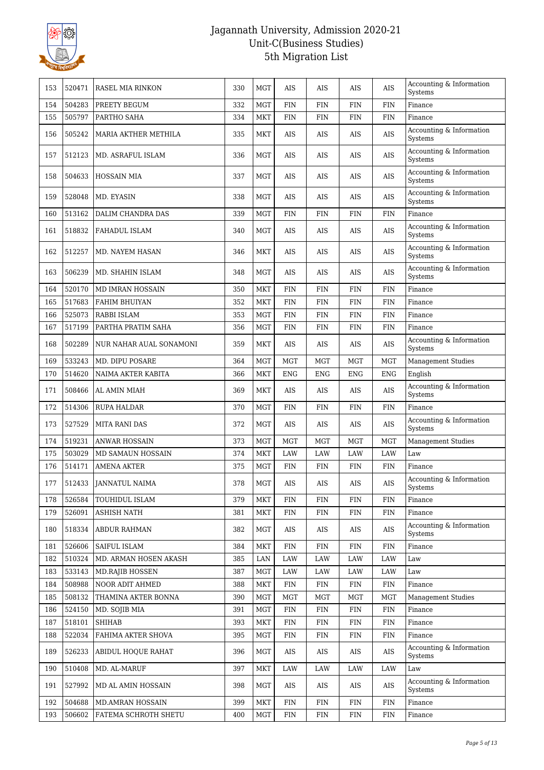# Jagannath University, Admission 2020-21
## Unit-C(Business Studies)
## 5th Migration List

| 153 | 520471 | RASEL MIA RINKON | 330 | MGT | AIS | AIS | AIS | AIS | Accounting & Information Systems |
|---|---|---|---|---|---|---|---|---|---|
| 154 | 504283 | PREETY BEGUM | 332 | MGT | FIN | FIN | FIN | FIN | Finance |
| 155 | 505797 | PARTHO SAHA | 334 | MKT | FIN | FIN | FIN | FIN | Finance |
| 156 | 505242 | MARIA AKTHER METHILA | 335 | MKT | AIS | AIS | AIS | AIS | Accounting & Information Systems |
| 157 | 512123 | MD. ASRAFUL ISLAM | 336 | MGT | AIS | AIS | AIS | AIS | Accounting & Information Systems |
| 158 | 504633 | HOSSAIN MIA | 337 | MGT | AIS | AIS | AIS | AIS | Accounting & Information Systems |
| 159 | 528048 | MD. EYASIN | 338 | MGT | AIS | AIS | AIS | AIS | Accounting & Information Systems |
| 160 | 513162 | DALIM CHANDRA DAS | 339 | MGT | FIN | FIN | FIN | FIN | Finance |
| 161 | 518832 | FAHADUL ISLAM | 340 | MGT | AIS | AIS | AIS | AIS | Accounting & Information Systems |
| 162 | 512257 | MD. NAYEM HASAN | 346 | MKT | AIS | AIS | AIS | AIS | Accounting & Information Systems |
| 163 | 506239 | MD. SHAHIN ISLAM | 348 | MGT | AIS | AIS | AIS | AIS | Accounting & Information Systems |
| 164 | 520170 | MD IMRAN HOSSAIN | 350 | MKT | FIN | FIN | FIN | FIN | Finance |
| 165 | 517683 | FAHIM BHUIYAN | 352 | MKT | FIN | FIN | FIN | FIN | Finance |
| 166 | 525073 | RABBI ISLAM | 353 | MGT | FIN | FIN | FIN | FIN | Finance |
| 167 | 517199 | PARTHA PRATIM SAHA | 356 | MGT | FIN | FIN | FIN | FIN | Finance |
| 168 | 502289 | NUR NAHAR AUAL SONAMONI | 359 | MKT | AIS | AIS | AIS | AIS | Accounting & Information Systems |
| 169 | 533243 | MD. DIPU POSARE | 364 | MGT | MGT | MGT | MGT | MGT | Management Studies |
| 170 | 514620 | NAIMA AKTER KABITA | 366 | MKT | ENG | ENG | ENG | ENG | English |
| 171 | 508466 | AL AMIN MIAH | 369 | MKT | AIS | AIS | AIS | AIS | Accounting & Information Systems |
| 172 | 514306 | RUPA HALDAR | 370 | MGT | FIN | FIN | FIN | FIN | Finance |
| 173 | 527529 | MITA RANI DAS | 372 | MGT | AIS | AIS | AIS | AIS | Accounting & Information Systems |
| 174 | 519231 | ANWAR HOSSAIN | 373 | MGT | MGT | MGT | MGT | MGT | Management Studies |
| 175 | 503029 | MD SAMAUN HOSSAIN | 374 | MKT | LAW | LAW | LAW | LAW | Law |
| 176 | 514171 | AMENA AKTER | 375 | MGT | FIN | FIN | FIN | FIN | Finance |
| 177 | 512433 | JANNATUL NAIMA | 378 | MGT | AIS | AIS | AIS | AIS | Accounting & Information Systems |
| 178 | 526584 | TOUHIDUL ISLAM | 379 | MKT | FIN | FIN | FIN | FIN | Finance |
| 179 | 526091 | ASHISH NATH | 381 | MKT | FIN | FIN | FIN | FIN | Finance |
| 180 | 518334 | ABDUR RAHMAN | 382 | MGT | AIS | AIS | AIS | AIS | Accounting & Information Systems |
| 181 | 526606 | SAIFUL ISLAM | 384 | MKT | FIN | FIN | FIN | FIN | Finance |
| 182 | 510324 | MD. ARMAN HOSEN AKASH | 385 | LAN | LAW | LAW | LAW | LAW | Law |
| 183 | 533143 | MD.RAJIB HOSSEN | 387 | MGT | LAW | LAW | LAW | LAW | Law |
| 184 | 508988 | NOOR ADIT AHMED | 388 | MKT | FIN | FIN | FIN | FIN | Finance |
| 185 | 508132 | THAMINA AKTER BONNA | 390 | MGT | MGT | MGT | MGT | MGT | Management Studies |
| 186 | 524150 | MD. SOJIB MIA | 391 | MGT | FIN | FIN | FIN | FIN | Finance |
| 187 | 518101 | SHIHAB | 393 | MKT | FIN | FIN | FIN | FIN | Finance |
| 188 | 522034 | FAHIMA AKTER SHOVA | 395 | MGT | FIN | FIN | FIN | FIN | Finance |
| 189 | 526233 | ABIDUL HOQUE RAHAT | 396 | MGT | AIS | AIS | AIS | AIS | Accounting & Information Systems |
| 190 | 510408 | MD. AL-MARUF | 397 | MKT | LAW | LAW | LAW | LAW | Law |
| 191 | 527992 | MD AL AMIN HOSSAIN | 398 | MGT | AIS | AIS | AIS | AIS | Accounting & Information Systems |
| 192 | 504688 | MD.AMRAN HOSSAIN | 399 | MKT | FIN | FIN | FIN | FIN | Finance |
| 193 | 506602 | FATEMA SCHROTH SHETU | 400 | MGT | FIN | FIN | FIN | FIN | Finance |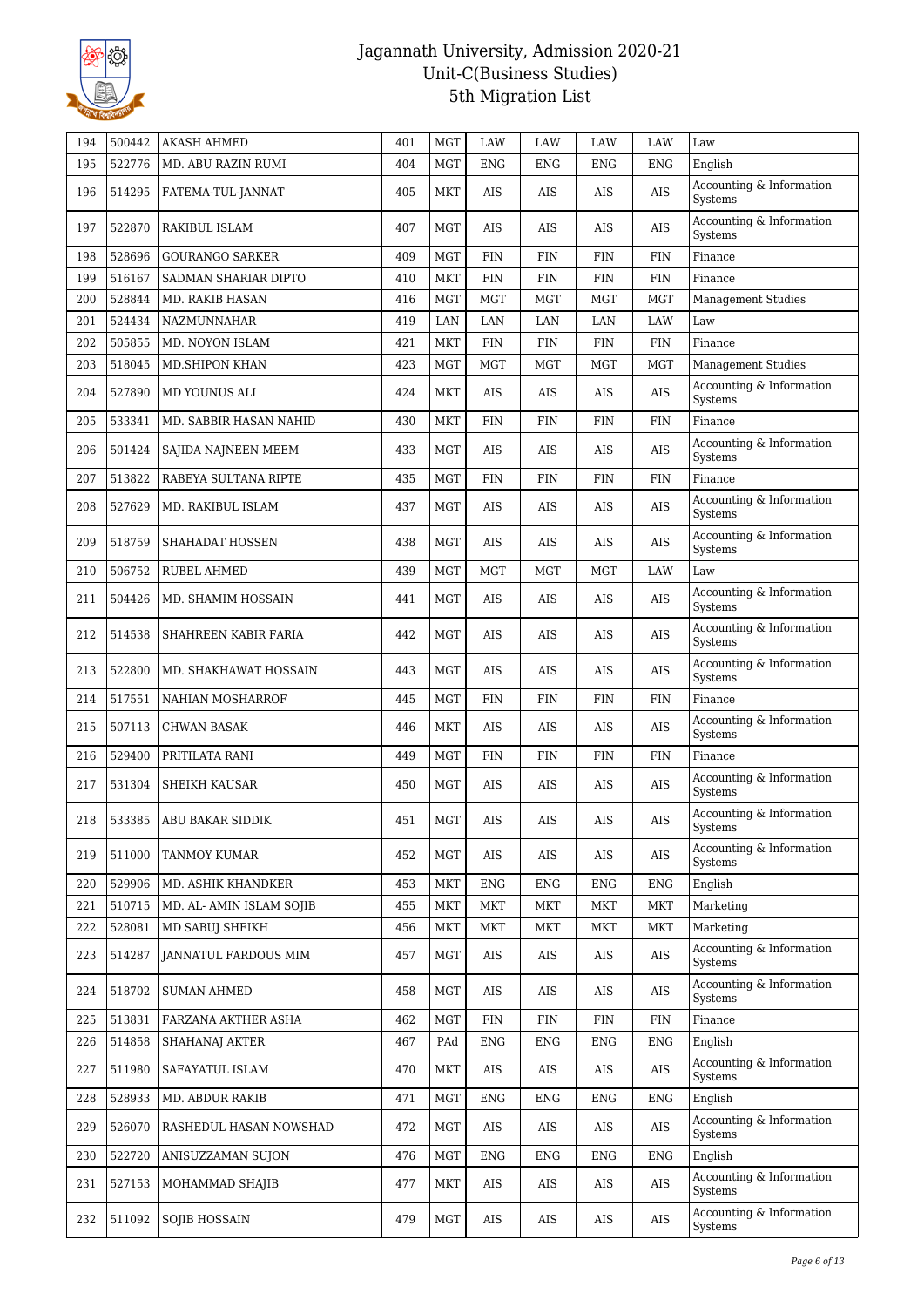# Jagannath University, Admission 2020-21
## Unit-C(Business Studies)
## 5th Migration List

| | | | | | | | | | |
|---|---|---|---|---|---|---|---|---|---|
| 194 | 500442 | AKASH AHMED | 401 | MGT | LAW | LAW | LAW | LAW | Law |
| 195 | 522776 | MD. ABU RAZIN RUMI | 404 | MGT | ENG | ENG | ENG | ENG | English |
| 196 | 514295 | FATEMA-TUL-JANNAT | 405 | MKT | AIS | AIS | AIS | AIS | Accounting & Information Systems |
| 197 | 522870 | RAKIBUL ISLAM | 407 | MGT | AIS | AIS | AIS | AIS | Accounting & Information Systems |
| 198 | 528696 | GOURANGO SARKER | 409 | MGT | FIN | FIN | FIN | FIN | Finance |
| 199 | 516167 | SADMAN SHARIAR DIPTO | 410 | MKT | FIN | FIN | FIN | FIN | Finance |
| 200 | 528844 | MD. RAKIB HASAN | 416 | MGT | MGT | MGT | MGT | MGT | Management Studies |
| 201 | 524434 | NAZMUNNAHAR | 419 | LAN | LAN | LAN | LAN | LAW | Law |
| 202 | 505855 | MD. NOYON ISLAM | 421 | MKT | FIN | FIN | FIN | FIN | Finance |
| 203 | 518045 | MD.SHIPON KHAN | 423 | MGT | MGT | MGT | MGT | MGT | Management Studies |
| 204 | 527890 | MD YOUNUS ALI | 424 | MKT | AIS | AIS | AIS | AIS | Accounting & Information Systems |
| 205 | 533341 | MD. SABBIR HASAN NAHID | 430 | MKT | FIN | FIN | FIN | FIN | Finance |
| 206 | 501424 | SAJIDA NAJNEEN MEEM | 433 | MGT | AIS | AIS | AIS | AIS | Accounting & Information Systems |
| 207 | 513822 | RABEYA SULTANA RIPTE | 435 | MGT | FIN | FIN | FIN | FIN | Finance |
| 208 | 527629 | MD. RAKIBUL ISLAM | 437 | MGT | AIS | AIS | AIS | AIS | Accounting & Information Systems |
| 209 | 518759 | SHAHADAT HOSSEN | 438 | MGT | AIS | AIS | AIS | AIS | Accounting & Information Systems |
| 210 | 506752 | RUBEL AHMED | 439 | MGT | MGT | MGT | MGT | LAW | Law |
| 211 | 504426 | MD. SHAMIM HOSSAIN | 441 | MGT | AIS | AIS | AIS | AIS | Accounting & Information Systems |
| 212 | 514538 | SHAHREEN KABIR FARIA | 442 | MGT | AIS | AIS | AIS | AIS | Accounting & Information Systems |
| 213 | 522800 | MD. SHAKHAWAT HOSSAIN | 443 | MGT | AIS | AIS | AIS | AIS | Accounting & Information Systems |
| 214 | 517551 | NAHIAN MOSHARROF | 445 | MGT | FIN | FIN | FIN | FIN | Finance |
| 215 | 507113 | CHWAN BASAK | 446 | MKT | AIS | AIS | AIS | AIS | Accounting & Information Systems |
| 216 | 529400 | PRITILATA RANI | 449 | MGT | FIN | FIN | FIN | FIN | Finance |
| 217 | 531304 | SHEIKH KAUSAR | 450 | MGT | AIS | AIS | AIS | AIS | Accounting & Information Systems |
| 218 | 533385 | ABU BAKAR SIDDIK | 451 | MGT | AIS | AIS | AIS | AIS | Accounting & Information Systems |
| 219 | 511000 | TANMOY KUMAR | 452 | MGT | AIS | AIS | AIS | AIS | Accounting & Information Systems |
| 220 | 529906 | MD. ASHIK KHANDKER | 453 | MKT | ENG | ENG | ENG | ENG | English |
| 221 | 510715 | MD. AL- AMIN ISLAM SOJIB | 455 | MKT | MKT | MKT | MKT | MKT | Marketing |
| 222 | 528081 | MD SABUJ SHEIKH | 456 | MKT | MKT | MKT | MKT | MKT | Marketing |
| 223 | 514287 | JANNATUL FARDOUS MIM | 457 | MGT | AIS | AIS | AIS | AIS | Accounting & Information Systems |
| 224 | 518702 | SUMAN AHMED | 458 | MGT | AIS | AIS | AIS | AIS | Accounting & Information Systems |
| 225 | 513831 | FARZANA AKTHER ASHA | 462 | MGT | FIN | FIN | FIN | FIN | Finance |
| 226 | 514858 | SHAHANAJ AKTER | 467 | PAd | ENG | ENG | ENG | ENG | English |
| 227 | 511980 | SAFAYATUL ISLAM | 470 | MKT | AIS | AIS | AIS | AIS | Accounting & Information Systems |
| 228 | 528933 | MD. ABDUR RAKIB | 471 | MGT | ENG | ENG | ENG | ENG | English |
| 229 | 526070 | RASHEDUL HASAN NOWSHAD | 472 | MGT | AIS | AIS | AIS | AIS | Accounting & Information Systems |
| 230 | 522720 | ANISUZZAMAN SUJON | 476 | MGT | ENG | ENG | ENG | ENG | English |
| 231 | 527153 | MOHAMMAD SHAJIB | 477 | MKT | AIS | AIS | AIS | AIS | Accounting & Information Systems |
| 232 | 511092 | SOJIB HOSSAIN | 479 | MGT | AIS | AIS | AIS | AIS | Accounting & Information Systems |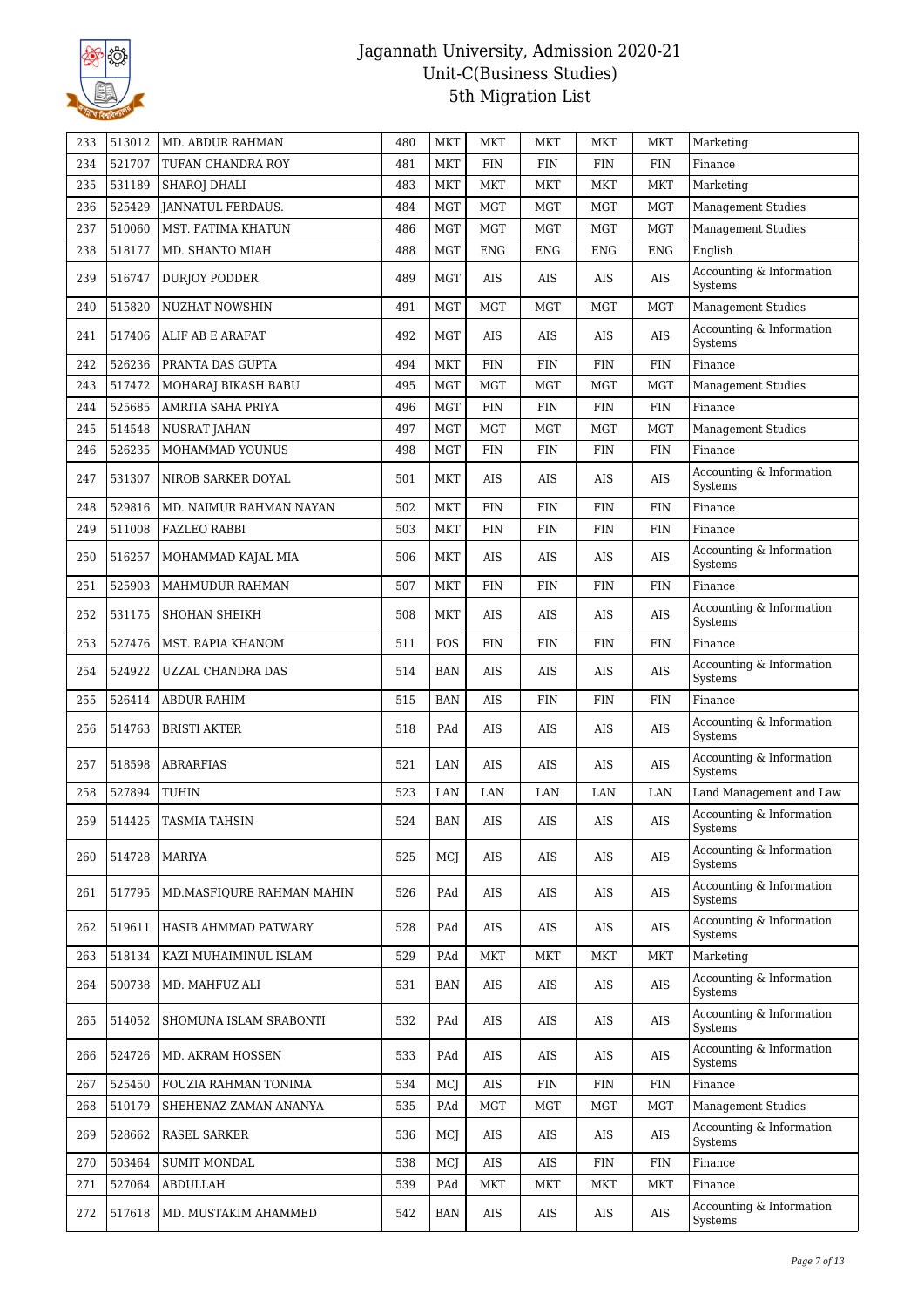# Jagannath University, Admission 2020-21
## Unit-C(Business Studies)
## 5th Migration List

| 233 | 513012 | MD. ABDUR RAHMAN | 480 | MKT | MKT | MKT | MKT | MKT | Marketing |
|---|---|---|---|---|---|---|---|---|---|
| 234 | 521707 | TUFAN CHANDRA ROY | 481 | MKT | FIN | FIN | FIN | FIN | Finance |
| 235 | 531189 | SHAROJ DHALI | 483 | MKT | MKT | MKT | MKT | MKT | Marketing |
| 236 | 525429 | JANNATUL FERDAUS. | 484 | MGT | MGT | MGT | MGT | MGT | Management Studies |
| 237 | 510060 | MST. FATIMA KHATUN | 486 | MGT | MGT | MGT | MGT | MGT | Management Studies |
| 238 | 518177 | MD. SHANTO MIAH | 488 | MGT | ENG | ENG | ENG | ENG | English |
| 239 | 516747 | DURJOY PODDER | 489 | MGT | AIS | AIS | AIS | AIS | Accounting & Information Systems |
| 240 | 515820 | NUZHAT NOWSHIN | 491 | MGT | MGT | MGT | MGT | MGT | Management Studies |
| 241 | 517406 | ALIF AB E ARAFAT | 492 | MGT | AIS | AIS | AIS | AIS | Accounting & Information Systems |
| 242 | 526236 | PRANTA DAS GUPTA | 494 | MKT | FIN | FIN | FIN | FIN | Finance |
| 243 | 517472 | MOHARAJ BIKASH BABU | 495 | MGT | MGT | MGT | MGT | MGT | Management Studies |
| 244 | 525685 | AMRITA SAHA PRIYA | 496 | MGT | FIN | FIN | FIN | FIN | Finance |
| 245 | 514548 | NUSRAT JAHAN | 497 | MGT | MGT | MGT | MGT | MGT | Management Studies |
| 246 | 526235 | MOHAMMAD YOUNUS | 498 | MGT | FIN | FIN | FIN | FIN | Finance |
| 247 | 531307 | NIROB SARKER DOYAL | 501 | MKT | AIS | AIS | AIS | AIS | Accounting & Information Systems |
| 248 | 529816 | MD. NAIMUR RAHMAN NAYAN | 502 | MKT | FIN | FIN | FIN | FIN | Finance |
| 249 | 511008 | FAZLEO RABBI | 503 | MKT | FIN | FIN | FIN | FIN | Finance |
| 250 | 516257 | MOHAMMAD KAJAL MIA | 506 | MKT | AIS | AIS | AIS | AIS | Accounting & Information Systems |
| 251 | 525903 | MAHMUDUR RAHMAN | 507 | MKT | FIN | FIN | FIN | FIN | Finance |
| 252 | 531175 | SHOHAN SHEIKH | 508 | MKT | AIS | AIS | AIS | AIS | Accounting & Information Systems |
| 253 | 527476 | MST. RAPIA KHANOM | 511 | POS | FIN | FIN | FIN | FIN | Finance |
| 254 | 524922 | UZZAL CHANDRA DAS | 514 | BAN | AIS | AIS | AIS | AIS | Accounting & Information Systems |
| 255 | 526414 | ABDUR RAHIM | 515 | BAN | AIS | FIN | FIN | FIN | Finance |
| 256 | 514763 | BRISTI AKTER | 518 | PAd | AIS | AIS | AIS | AIS | Accounting & Information Systems |
| 257 | 518598 | ABRARFIAS | 521 | LAN | AIS | AIS | AIS | AIS | Accounting & Information Systems |
| 258 | 527894 | TUHIN | 523 | LAN | LAN | LAN | LAN | LAN | Land Management and Law |
| 259 | 514425 | TASMIA TAHSIN | 524 | BAN | AIS | AIS | AIS | AIS | Accounting & Information Systems |
| 260 | 514728 | MARIYA | 525 | MCJ | AIS | AIS | AIS | AIS | Accounting & Information Systems |
| 261 | 517795 | MD.MASFIQURE RAHMAN MAHIN | 526 | PAd | AIS | AIS | AIS | AIS | Accounting & Information Systems |
| 262 | 519611 | HASIB AHMMAD PATWARY | 528 | PAd | AIS | AIS | AIS | AIS | Accounting & Information Systems |
| 263 | 518134 | KAZI MUHAIMINUL ISLAM | 529 | PAd | MKT | MKT | MKT | MKT | Marketing |
| 264 | 500738 | MD. MAHFUZ ALI | 531 | BAN | AIS | AIS | AIS | AIS | Accounting & Information Systems |
| 265 | 514052 | SHOMUNA ISLAM SRABONTI | 532 | PAd | AIS | AIS | AIS | AIS | Accounting & Information Systems |
| 266 | 524726 | MD. AKRAM HOSSEN | 533 | PAd | AIS | AIS | AIS | AIS | Accounting & Information Systems |
| 267 | 525450 | FOUZIA RAHMAN TONIMA | 534 | MCJ | AIS | FIN | FIN | FIN | Finance |
| 268 | 510179 | SHEHENAZ ZAMAN ANANYA | 535 | PAd | MGT | MGT | MGT | MGT | Management Studies |
| 269 | 528662 | RASEL SARKER | 536 | MCJ | AIS | AIS | AIS | AIS | Accounting & Information Systems |
| 270 | 503464 | SUMIT MONDAL | 538 | MCJ | AIS | AIS | FIN | FIN | Finance |
| 271 | 527064 | ABDULLAH | 539 | PAd | MKT | MKT | MKT | MKT | Finance |
| 272 | 517618 | MD. MUSTAKIM AHAMMED | 542 | BAN | AIS | AIS | AIS | AIS | Accounting & Information Systems |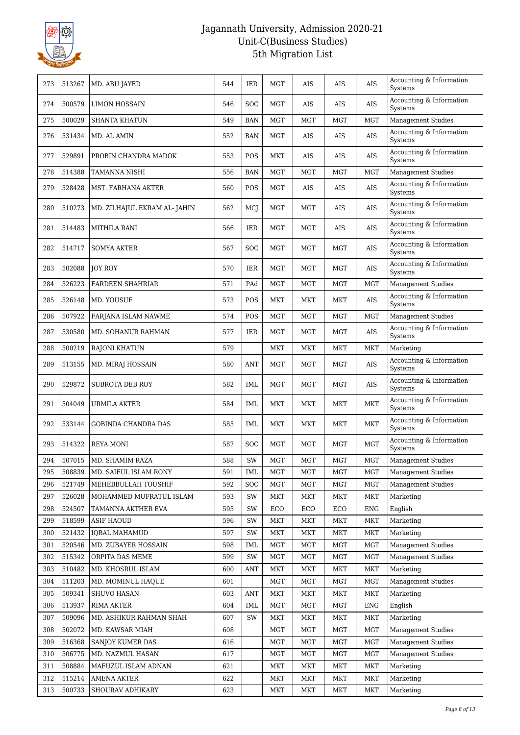# Jagannath University, Admission 2020-21
## Unit-C(Business Studies)
## 5th Migration List

| 273 | 513267 | MD. ABU JAYED | 544 | IER | MGT | AIS | AIS | AIS | Accounting & Information Systems |
|---|---|---|---|---|---|---|---|---|---|
| 274 | 500579 | LIMON HOSSAIN | 546 | SOC | MGT | AIS | AIS | AIS | Accounting & Information Systems |
| 275 | 500029 | SHANTA KHATUN | 549 | BAN | MGT | MGT | MGT | MGT | Management Studies |
| 276 | 531434 | MD. AL AMIN | 552 | BAN | MGT | AIS | AIS | AIS | Accounting & Information Systems |
| 277 | 529891 | PROBIN CHANDRA MADOK | 553 | POS | MKT | AIS | AIS | AIS | Accounting & Information Systems |
| 278 | 514388 | TAMANNA NISHI | 556 | BAN | MGT | MGT | MGT | MGT | Management Studies |
| 279 | 528428 | MST. FARHANA AKTER | 560 | POS | MGT | AIS | AIS | AIS | Accounting & Information Systems |
| 280 | 510273 | MD. ZILHAJUL EKRAM AL- JAHIN | 562 | MCJ | MGT | MGT | AIS | AIS | Accounting & Information Systems |
| 281 | 514483 | MITHILA RANI | 566 | IER | MGT | MGT | AIS | AIS | Accounting & Information Systems |
| 282 | 514717 | SOMYA AKTER | 567 | SOC | MGT | MGT | MGT | AIS | Accounting & Information Systems |
| 283 | 502088 | JOY ROY | 570 | IER | MGT | MGT | MGT | AIS | Accounting & Information Systems |
| 284 | 526223 | FARDEEN SHAHRIAR | 571 | PAd | MGT | MGT | MGT | MGT | Management Studies |
| 285 | 526148 | MD. YOUSUF | 573 | POS | MKT | MKT | MKT | AIS | Accounting & Information Systems |
| 286 | 507922 | FARJANA ISLAM NAWME | 574 | POS | MGT | MGT | MGT | MGT | Management Studies |
| 287 | 530580 | MD. SOHANUR RAHMAN | 577 | IER | MGT | MGT | MGT | AIS | Accounting & Information Systems |
| 288 | 500219 | RAJONI KHATUN | 579 | | MKT | MKT | MKT | MKT | Marketing |
| 289 | 513155 | MD. MIRAJ HOSSAIN | 580 | ANT | MGT | MGT | MGT | AIS | Accounting & Information Systems |
| 290 | 529872 | SUBROTA DEB ROY | 582 | IML | MGT | MGT | MGT | AIS | Accounting & Information Systems |
| 291 | 504049 | URMILA AKTER | 584 | IML | MKT | MKT | MKT | MKT | Accounting & Information Systems |
| 292 | 533144 | GOBINDA CHANDRA DAS | 585 | IML | MKT | MKT | MKT | MKT | Accounting & Information Systems |
| 293 | 514322 | REYA MONI | 587 | SOC | MGT | MGT | MGT | MGT | Accounting & Information Systems |
| 294 | 507015 | MD. SHAMIM RAZA | 588 | SW | MGT | MGT | MGT | MGT | Management Studies |
| 295 | 508839 | MD. SAIFUL ISLAM RONY | 591 | IML | MGT | MGT | MGT | MGT | Management Studies |
| 296 | 521749 | MEHEBBULLAH TOUSHIF | 592 | SOC | MGT | MGT | MGT | MGT | Management Studies |
| 297 | 526028 | MOHAMMED MUFRATUL ISLAM | 593 | SW | MKT | MKT | MKT | MKT | Marketing |
| 298 | 524507 | TAMANNA AKTHER EVA | 595 | SW | ECO | ECO | ECO | ENG | English |
| 299 | 518599 | ASIF HAOUD | 596 | SW | MKT | MKT | MKT | MKT | Marketing |
| 300 | 521432 | IQBAL MAHAMUD | 597 | SW | MKT | MKT | MKT | MKT | Marketing |
| 301 | 520546 | MD. ZUBAYER HOSSAIN | 598 | IML | MGT | MGT | MGT | MGT | Management Studies |
| 302 | 515342 | ORPITA DAS MEME | 599 | SW | MGT | MGT | MGT | MGT | Management Studies |
| 303 | 510482 | MD. KHOSRUL ISLAM | 600 | ANT | MKT | MKT | MKT | MKT | Marketing |
| 304 | 511203 | MD. MOMINUL HAQUE | 601 | | MGT | MGT | MGT | MGT | Management Studies |
| 305 | 509341 | SHUVO HASAN | 603 | ANT | MKT | MKT | MKT | MKT | Marketing |
| 306 | 513937 | RIMA AKTER | 604 | IML | MGT | MGT | MGT | ENG | English |
| 307 | 509096 | MD. ASHIKUR RAHMAN SHAH | 607 | SW | MKT | MKT | MKT | MKT | Marketing |
| 308 | 502072 | MD. KAWSAR MIAH | 608 | | MGT | MGT | MGT | MGT | Management Studies |
| 309 | 516368 | SANJOY KUMER DAS | 616 | | MGT | MGT | MGT | MGT | Management Studies |
| 310 | 506775 | MD. NAZMUL HASAN | 617 | | MGT | MGT | MGT | MGT | Management Studies |
| 311 | 508884 | MAFUZUL ISLAM ADNAN | 621 | | MKT | MKT | MKT | MKT | Marketing |
| 312 | 515214 | AMENA AKTER | 622 | | MKT | MKT | MKT | MKT | Marketing |
| 313 | 500733 | SHOURAV ADHIKARY | 623 | | MKT | MKT | MKT | MKT | Marketing |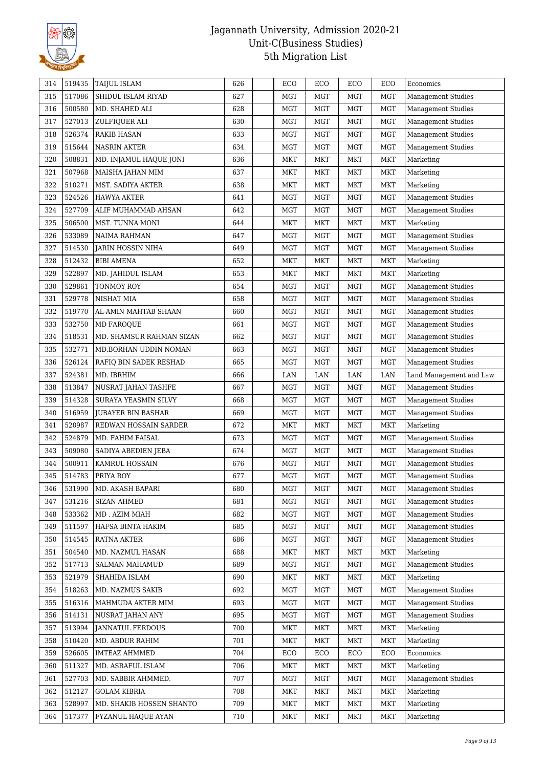# Jagannath University, Admission 2020-21
## Unit-C(Business Studies)
## 5th Migration List

| | | | | | | | | | |
|---|---|---|---|---|---|---|---|---|---|
| 314 | 519435 | TAIJUL ISLAM | 626 | | ECO | ECO | ECO | ECO | Economics |
| 315 | 517086 | SHIDUL ISLAM RIYAD | 627 | | MGT | MGT | MGT | MGT | Management Studies |
| 316 | 500580 | MD. SHAHED ALI | 628 | | MGT | MGT | MGT | MGT | Management Studies |
| 317 | 527013 | ZULFIQUER ALI | 630 | | MGT | MGT | MGT | MGT | Management Studies |
| 318 | 526374 | RAKIB HASAN | 633 | | MGT | MGT | MGT | MGT | Management Studies |
| 319 | 515644 | NASRIN AKTER | 634 | | MGT | MGT | MGT | MGT | Management Studies |
| 320 | 508831 | MD. INJAMUL HAQUE JONI | 636 | | MKT | MKT | MKT | MKT | Marketing |
| 321 | 507968 | MAISHA JAHAN MIM | 637 | | MKT | MKT | MKT | MKT | Marketing |
| 322 | 510271 | MST. SADIYA AKTER | 638 | | MKT | MKT | MKT | MKT | Marketing |
| 323 | 524526 | HAWYA AKTER | 641 | | MGT | MGT | MGT | MGT | Management Studies |
| 324 | 527709 | ALIF MUHAMMAD AHSAN | 642 | | MGT | MGT | MGT | MGT | Management Studies |
| 325 | 506500 | MST. TUNNA MONI | 644 | | MKT | MKT | MKT | MKT | Marketing |
| 326 | 533089 | NAIMA RAHMAN | 647 | | MGT | MGT | MGT | MGT | Management Studies |
| 327 | 514530 | JARIN HOSSIN NIHA | 649 | | MGT | MGT | MGT | MGT | Management Studies |
| 328 | 512432 | BIBI AMENA | 652 | | MKT | MKT | MKT | MKT | Marketing |
| 329 | 522897 | MD. JAHIDUL ISLAM | 653 | | MKT | MKT | MKT | MKT | Marketing |
| 330 | 529861 | TONMOY ROY | 654 | | MGT | MGT | MGT | MGT | Management Studies |
| 331 | 529778 | NISHAT MIA | 658 | | MGT | MGT | MGT | MGT | Management Studies |
| 332 | 519770 | AL-AMIN MAHTAB SHAAN | 660 | | MGT | MGT | MGT | MGT | Management Studies |
| 333 | 532750 | MD FAROQUE | 661 | | MGT | MGT | MGT | MGT | Management Studies |
| 334 | 518531 | MD. SHAMSUR RAHMAN SIZAN | 662 | | MGT | MGT | MGT | MGT | Management Studies |
| 335 | 532771 | MD.BORHAN UDDIN NOMAN | 663 | | MGT | MGT | MGT | MGT | Management Studies |
| 336 | 526124 | RAFIQ BIN SADEK RESHAD | 665 | | MGT | MGT | MGT | MGT | Management Studies |
| 337 | 524381 | MD. IBRHIM | 666 | | LAN | LAN | LAN | LAN | Land Management and Law |
| 338 | 513847 | NUSRAT JAHAN TASHFE | 667 | | MGT | MGT | MGT | MGT | Management Studies |
| 339 | 514328 | SURAYA YEASMIN SILVY | 668 | | MGT | MGT | MGT | MGT | Management Studies |
| 340 | 516959 | JUBAYER BIN BASHAR | 669 | | MGT | MGT | MGT | MGT | Management Studies |
| 341 | 520987 | REDWAN HOSSAIN SARDER | 672 | | MKT | MKT | MKT | MKT | Marketing |
| 342 | 524879 | MD. FAHIM FAISAL | 673 | | MGT | MGT | MGT | MGT | Management Studies |
| 343 | 509080 | SADIYA ABEDIEN JEBA | 674 | | MGT | MGT | MGT | MGT | Management Studies |
| 344 | 500911 | KAMRUL HOSSAIN | 676 | | MGT | MGT | MGT | MGT | Management Studies |
| 345 | 514783 | PRIYA ROY | 677 | | MGT | MGT | MGT | MGT | Management Studies |
| 346 | 531990 | MD. AKASH BAPARI | 680 | | MGT | MGT | MGT | MGT | Management Studies |
| 347 | 531216 | SIZAN AHMED | 681 | | MGT | MGT | MGT | MGT | Management Studies |
| 348 | 533362 | MD . AZIM MIAH | 682 | | MGT | MGT | MGT | MGT | Management Studies |
| 349 | 511597 | HAFSA BINTA HAKIM | 685 | | MGT | MGT | MGT | MGT | Management Studies |
| 350 | 514545 | RATNA AKTER | 686 | | MGT | MGT | MGT | MGT | Management Studies |
| 351 | 504540 | MD. NAZMUL HASAN | 688 | | MKT | MKT | MKT | MKT | Marketing |
| 352 | 517713 | SALMAN MAHAMUD | 689 | | MGT | MGT | MGT | MGT | Management Studies |
| 353 | 521979 | SHAHIDA ISLAM | 690 | | MKT | MKT | MKT | MKT | Marketing |
| 354 | 518263 | MD. NAZMUS SAKIB | 692 | | MGT | MGT | MGT | MGT | Management Studies |
| 355 | 516316 | MAHMUDA AKTER MIM | 693 | | MGT | MGT | MGT | MGT | Management Studies |
| 356 | 514131 | NUSRAT JAHAN ANY | 695 | | MGT | MGT | MGT | MGT | Management Studies |
| 357 | 513994 | JANNATUL FERDOUS | 700 | | MKT | MKT | MKT | MKT | Marketing |
| 358 | 510420 | MD. ABDUR RAHIM | 701 | | MKT | MKT | MKT | MKT | Marketing |
| 359 | 526605 | IMTEAZ AHMMED | 704 | | ECO | ECO | ECO | ECO | Economics |
| 360 | 511327 | MD. ASRAFUL ISLAM | 706 | | MKT | MKT | MKT | MKT | Marketing |
| 361 | 527703 | MD. SABBIR AHMMED. | 707 | | MGT | MGT | MGT | MGT | Management Studies |
| 362 | 512127 | GOLAM KIBRIA | 708 | | MKT | MKT | MKT | MKT | Marketing |
| 363 | 528997 | MD. SHAKIB HOSSEN SHANTO | 709 | | MKT | MKT | MKT | MKT | Marketing |
| 364 | 517377 | FYZANUL HAQUE AYAN | 710 | | MKT | MKT | MKT | MKT | Marketing |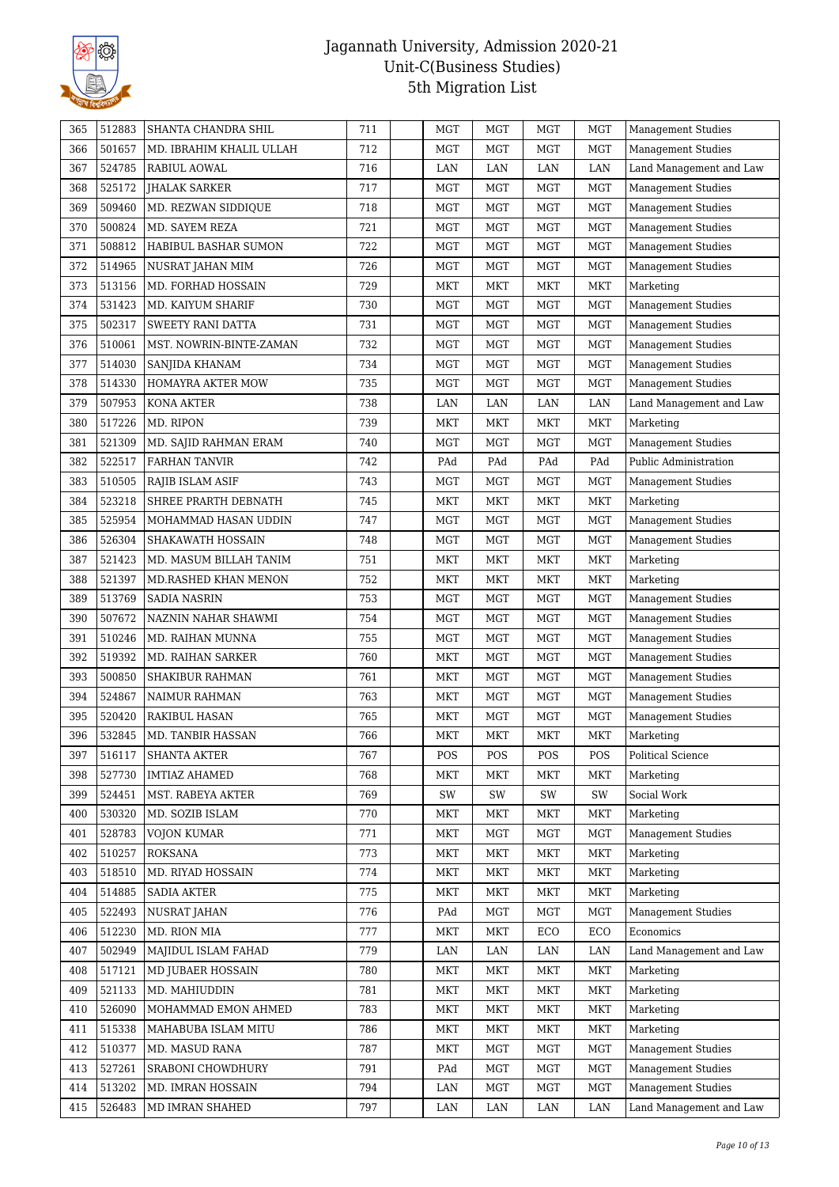# Jagannath University, Admission 2020-21
## Unit-C(Business Studies)
## 5th Migration List

| | | | | | | | | | |
|---|---|---|---|---|---|---|---|---|---|
| 365 | 512883 | SHANTA CHANDRA SHIL | 711 | | MGT | MGT | MGT | MGT | Management Studies |
| 366 | 501657 | MD. IBRAHIM KHALIL ULLAH | 712 | | MGT | MGT | MGT | MGT | Management Studies |
| 367 | 524785 | RABIUL AOWAL | 716 | | LAN | LAN | LAN | LAN | Land Management and Law |
| 368 | 525172 | JHALAK SARKER | 717 | | MGT | MGT | MGT | MGT | Management Studies |
| 369 | 509460 | MD. REZWAN SIDDIQUE | 718 | | MGT | MGT | MGT | MGT | Management Studies |
| 370 | 500824 | MD. SAYEM REZA | 721 | | MGT | MGT | MGT | MGT | Management Studies |
| 371 | 508812 | HABIBUL BASHAR SUMON | 722 | | MGT | MGT | MGT | MGT | Management Studies |
| 372 | 514965 | NUSRAT JAHAN MIM | 726 | | MGT | MGT | MGT | MGT | Management Studies |
| 373 | 513156 | MD. FORHAD HOSSAIN | 729 | | MKT | MKT | MKT | MKT | Marketing |
| 374 | 531423 | MD. KAIYUM SHARIF | 730 | | MGT | MGT | MGT | MGT | Management Studies |
| 375 | 502317 | SWEETY RANI DATTA | 731 | | MGT | MGT | MGT | MGT | Management Studies |
| 376 | 510061 | MST. NOWRIN-BINTE-ZAMAN | 732 | | MGT | MGT | MGT | MGT | Management Studies |
| 377 | 514030 | SANJIDA KHANAM | 734 | | MGT | MGT | MGT | MGT | Management Studies |
| 378 | 514330 | HOMAYRA AKTER MOW | 735 | | MGT | MGT | MGT | MGT | Management Studies |
| 379 | 507953 | KONA AKTER | 738 | | LAN | LAN | LAN | LAN | Land Management and Law |
| 380 | 517226 | MD. RIPON | 739 | | MKT | MKT | MKT | MKT | Marketing |
| 381 | 521309 | MD. SAJID RAHMAN ERAM | 740 | | MGT | MGT | MGT | MGT | Management Studies |
| 382 | 522517 | FARHAN TANVIR | 742 | | PAd | PAd | PAd | PAd | Public Administration |
| 383 | 510505 | RAJIB ISLAM ASIF | 743 | | MGT | MGT | MGT | MGT | Management Studies |
| 384 | 523218 | SHREE PRARTH DEBNATH | 745 | | MKT | MKT | MKT | MKT | Marketing |
| 385 | 525954 | MOHAMMAD HASAN UDDIN | 747 | | MGT | MGT | MGT | MGT | Management Studies |
| 386 | 526304 | SHAKAWATH HOSSAIN | 748 | | MGT | MGT | MGT | MGT | Management Studies |
| 387 | 521423 | MD. MASUM BILLAH TANIM | 751 | | MKT | MKT | MKT | MKT | Marketing |
| 388 | 521397 | MD.RASHED KHAN MENON | 752 | | MKT | MKT | MKT | MKT | Marketing |
| 389 | 513769 | SADIA NASRIN | 753 | | MGT | MGT | MGT | MGT | Management Studies |
| 390 | 507672 | NAZNIN NAHAR SHAWMI | 754 | | MGT | MGT | MGT | MGT | Management Studies |
| 391 | 510246 | MD. RAIHAN MUNNA | 755 | | MGT | MGT | MGT | MGT | Management Studies |
| 392 | 519392 | MD. RAIHAN SARKER | 760 | | MKT | MGT | MGT | MGT | Management Studies |
| 393 | 500850 | SHAKIBUR RAHMAN | 761 | | MKT | MGT | MGT | MGT | Management Studies |
| 394 | 524867 | NAIMUR RAHMAN | 763 | | MKT | MGT | MGT | MGT | Management Studies |
| 395 | 520420 | RAKIBUL HASAN | 765 | | MKT | MGT | MGT | MGT | Management Studies |
| 396 | 532845 | MD. TANBIR HASSAN | 766 | | MKT | MKT | MKT | MKT | Marketing |
| 397 | 516117 | SHANTA AKTER | 767 | | POS | POS | POS | POS | Political Science |
| 398 | 527730 | IMTIAZ AHAMED | 768 | | MKT | MKT | MKT | MKT | Marketing |
| 399 | 524451 | MST. RABEYA AKTER | 769 | | SW | SW | SW | SW | Social Work |
| 400 | 530320 | MD. SOZIB ISLAM | 770 | | MKT | MKT | MKT | MKT | Marketing |
| 401 | 528783 | VOJON KUMAR | 771 | | MKT | MGT | MGT | MGT | Management Studies |
| 402 | 510257 | ROKSANA | 773 | | MKT | MKT | MKT | MKT | Marketing |
| 403 | 518510 | MD. RIYAD HOSSAIN | 774 | | MKT | MKT | MKT | MKT | Marketing |
| 404 | 514885 | SADIA AKTER | 775 | | MKT | MKT | MKT | MKT | Marketing |
| 405 | 522493 | NUSRAT JAHAN | 776 | | PAd | MGT | MGT | MGT | Management Studies |
| 406 | 512230 | MD. RION MIA | 777 | | MKT | MKT | ECO | ECO | Economics |
| 407 | 502949 | MAJIDUL ISLAM FAHAD | 779 | | LAN | LAN | LAN | LAN | Land Management and Law |
| 408 | 517121 | MD JUBAER HOSSAIN | 780 | | MKT | MKT | MKT | MKT | Marketing |
| 409 | 521133 | MD. MAHIUDDIN | 781 | | MKT | MKT | MKT | MKT | Marketing |
| 410 | 526090 | MOHAMMAD EMON AHMED | 783 | | MKT | MKT | MKT | MKT | Marketing |
| 411 | 515338 | MAHABUBA ISLAM MITU | 786 | | MKT | MKT | MKT | MKT | Marketing |
| 412 | 510377 | MD. MASUD RANA | 787 | | MKT | MGT | MGT | MGT | Management Studies |
| 413 | 527261 | SRABONI CHOWDHURY | 791 | | PAd | MGT | MGT | MGT | Management Studies |
| 414 | 513202 | MD. IMRAN HOSSAIN | 794 | | LAN | MGT | MGT | MGT | Management Studies |
| 415 | 526483 | MD IMRAN SHAHED | 797 | | LAN | LAN | LAN | LAN | Land Management and Law |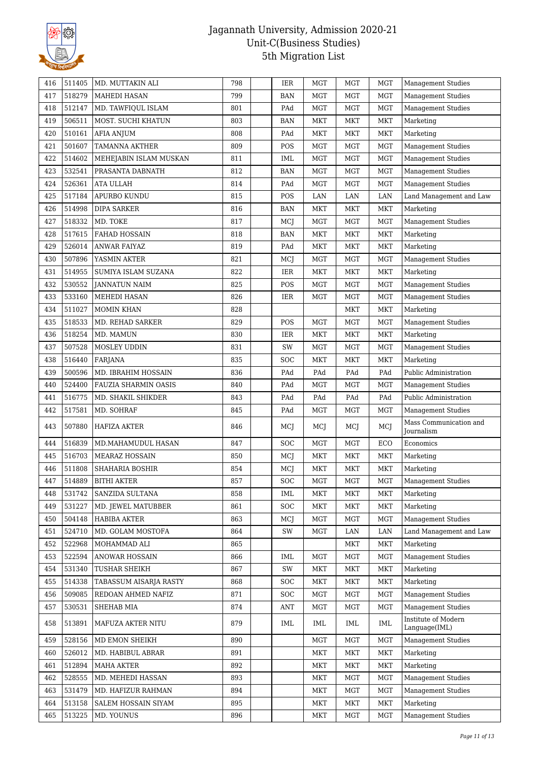# Jagannath University, Admission 2020-21
## Unit-C(Business Studies)
## 5th Migration List

| | | | | | | | | | |
|---|---|---|---|---|---|---|---|---|---|
| 416 | 511405 | MD. MUTTAKIN ALI | 798 | | IER | MGT | MGT | MGT | Management Studies |
| 417 | 518279 | MAHEDI HASAN | 799 | | BAN | MGT | MGT | MGT | Management Studies |
| 418 | 512147 | MD. TAWFIQUL ISLAM | 801 | | PAd | MGT | MGT | MGT | Management Studies |
| 419 | 506511 | MOST. SUCHI KHATUN | 803 | | BAN | MKT | MKT | MKT | Marketing |
| 420 | 510161 | AFIA ANJUM | 808 | | PAd | MKT | MKT | MKT | Marketing |
| 421 | 501607 | TAMANNA AKTHER | 809 | | POS | MGT | MGT | MGT | Management Studies |
| 422 | 514602 | MEHEJABIN ISLAM MUSKAN | 811 | | IML | MGT | MGT | MGT | Management Studies |
| 423 | 532541 | PRASANTA DABNATH | 812 | | BAN | MGT | MGT | MGT | Management Studies |
| 424 | 526361 | ATA ULLAH | 814 | | PAd | MGT | MGT | MGT | Management Studies |
| 425 | 517184 | APURBO KUNDU | 815 | | POS | LAN | LAN | LAN | Land Management and Law |
| 426 | 514998 | DIPA SARKER | 816 | | BAN | MKT | MKT | MKT | Marketing |
| 427 | 518332 | MD. TOKE | 817 | | MCJ | MGT | MGT | MGT | Management Studies |
| 428 | 517615 | FAHAD HOSSAIN | 818 | | BAN | MKT | MKT | MKT | Marketing |
| 429 | 526014 | ANWAR FAIYAZ | 819 | | PAd | MKT | MKT | MKT | Marketing |
| 430 | 507896 | YASMIN AKTER | 821 | | MCJ | MGT | MGT | MGT | Management Studies |
| 431 | 514955 | SUMIYA ISLAM SUZANA | 822 | | IER | MKT | MKT | MKT | Marketing |
| 432 | 530552 | JANNATUN NAIM | 825 | | POS | MGT | MGT | MGT | Management Studies |
| 433 | 533160 | MEHEDI HASAN | 826 | | IER | MGT | MGT | MGT | Management Studies |
| 434 | 511027 | MOMIN KHAN | 828 | | | | MKT | MKT | Marketing |
| 435 | 518533 | MD. REHAD SARKER | 829 | | POS | MGT | MGT | MGT | Management Studies |
| 436 | 518254 | MD. MAMUN | 830 | | IER | MKT | MKT | MKT | Marketing |
| 437 | 507528 | MOSLEY UDDIN | 831 | | SW | MGT | MGT | MGT | Management Studies |
| 438 | 516440 | FARJANA | 835 | | SOC | MKT | MKT | MKT | Marketing |
| 439 | 500596 | MD. IBRAHIM HOSSAIN | 836 | | PAd | PAd | PAd | PAd | Public Administration |
| 440 | 524400 | FAUZIA SHARMIN OASIS | 840 | | PAd | MGT | MGT | MGT | Management Studies |
| 441 | 516775 | MD. SHAKIL SHIKDER | 843 | | PAd | PAd | PAd | PAd | Public Administration |
| 442 | 517581 | MD. SOHRAF | 845 | | PAd | MGT | MGT | MGT | Management Studies |
| 443 | 507880 | HAFIZA AKTER | 846 | | MCJ | MCJ | MCJ | MCJ | Mass Communication and Journalism |
| 444 | 516839 | MD.MAHAMUDUL HASAN | 847 | | SOC | MGT | MGT | ECO | Economics |
| 445 | 516703 | MEARAZ HOSSAIN | 850 | | MCJ | MKT | MKT | MKT | Marketing |
| 446 | 511808 | SHAHARIA BOSHIR | 854 | | MCJ | MKT | MKT | MKT | Marketing |
| 447 | 514889 | BITHI AKTER | 857 | | SOC | MGT | MGT | MGT | Management Studies |
| 448 | 531742 | SANZIDA SULTANA | 858 | | IML | MKT | MKT | MKT | Marketing |
| 449 | 531227 | MD. JEWEL MATUBBER | 861 | | SOC | MKT | MKT | MKT | Marketing |
| 450 | 504148 | HABIBA AKTER | 863 | | MCJ | MGT | MGT | MGT | Management Studies |
| 451 | 524710 | MD. GOLAM MOSTOFA | 864 | | SW | MGT | LAN | LAN | Land Management and Law |
| 452 | 522968 | MOHAMMAD ALI | 865 | | | | MKT | MKT | Marketing |
| 453 | 522594 | ANOWAR HOSSAIN | 866 | | IML | MGT | MGT | MGT | Management Studies |
| 454 | 531340 | TUSHAR SHEIKH | 867 | | SW | MKT | MKT | MKT | Marketing |
| 455 | 514338 | TABASSUM AISARJA RASTY | 868 | | SOC | MKT | MKT | MKT | Marketing |
| 456 | 509085 | REDOAN AHMED NAFIZ | 871 | | SOC | MGT | MGT | MGT | Management Studies |
| 457 | 530531 | SHEHAB MIA | 874 | | ANT | MGT | MGT | MGT | Management Studies |
| 458 | 513891 | MAFUZA AKTER NITU | 879 | | IML | IML | IML | IML | Institute of Modern Language(IML) |
| 459 | 528156 | MD EMON SHEIKH | 890 | | | MGT | MGT | MGT | Management Studies |
| 460 | 526012 | MD. HABIBUL ABRAR | 891 | | | MKT | MKT | MKT | Marketing |
| 461 | 512894 | MAHA AKTER | 892 | | | MKT | MKT | MKT | Marketing |
| 462 | 528555 | MD. MEHEDI HASSAN | 893 | | | MKT | MGT | MGT | Management Studies |
| 463 | 531479 | MD. HAFIZUR RAHMAN | 894 | | | MKT | MGT | MGT | Management Studies |
| 464 | 513158 | SALEM HOSSAIN SIYAM | 895 | | | MKT | MKT | MKT | Marketing |
| 465 | 513225 | MD. YOUNUS | 896 | | | MKT | MGT | MGT | Management Studies |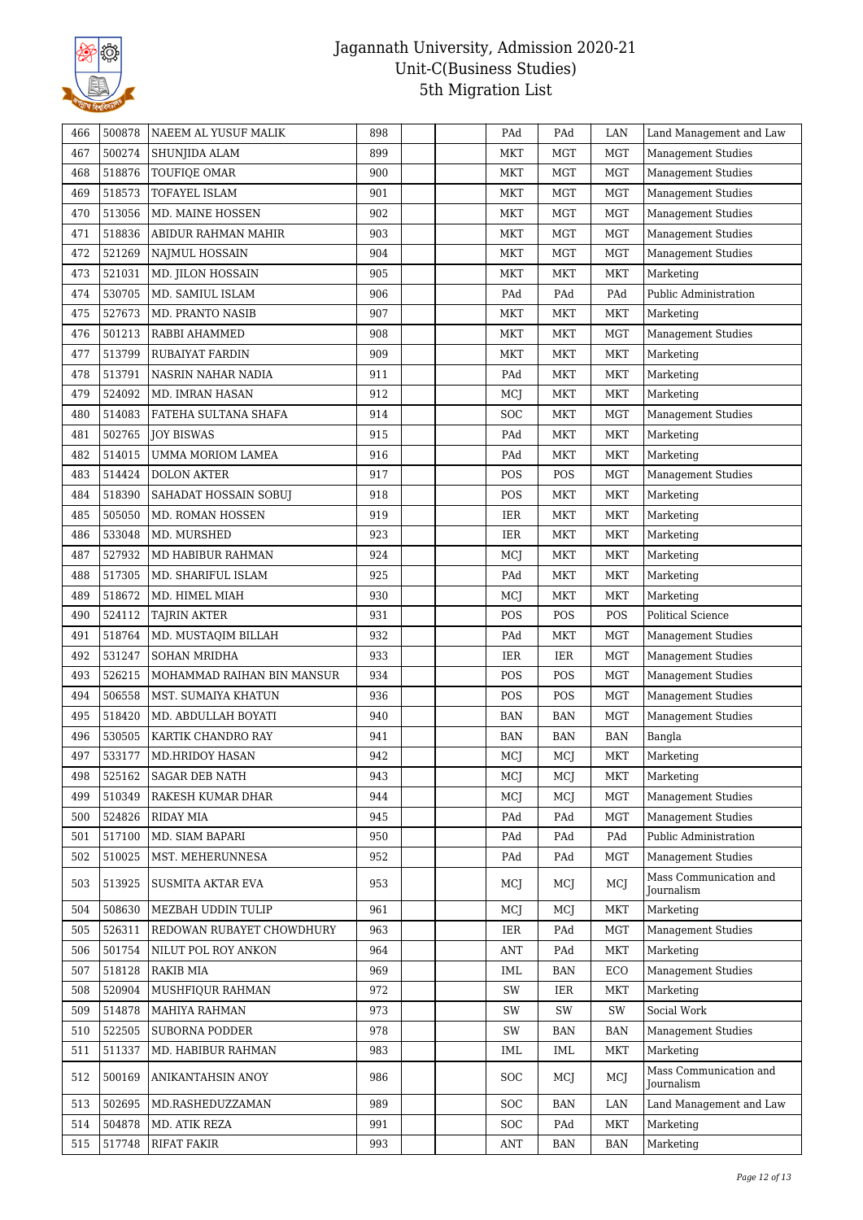| 466 | 500878 | NAEEM AL YUSUF MALIK | 898 | | | PAd | PAd | LAN | Land Management and Law |
|---|---|---|---|---|---|---|---|---|---|
| 467 | 500274 | SHUNJIDA ALAM | 899 | | | MKT | MGT | MGT | Management Studies |
| 468 | 518876 | TOUFIQE OMAR | 900 | | | MKT | MGT | MGT | Management Studies |
| 469 | 518573 | TOFAYEL ISLAM | 901 | | | MKT | MGT | MGT | Management Studies |
| 470 | 513056 | MD. MAINE HOSSEN | 902 | | | MKT | MGT | MGT | Management Studies |
| 471 | 518836 | ABIDUR RAHMAN MAHIR | 903 | | | MKT | MGT | MGT | Management Studies |
| 472 | 521269 | NAJMUL HOSSAIN | 904 | | | MKT | MGT | MGT | Management Studies |
| 473 | 521031 | MD. JILON HOSSAIN | 905 | | | MKT | MKT | MKT | Marketing |
| 474 | 530705 | MD. SAMIUL ISLAM | 906 | | | PAd | PAd | PAd | Public Administration |
| 475 | 527673 | MD. PRANTO NASIB | 907 | | | MKT | MKT | MKT | Marketing |
| 476 | 501213 | RABBI AHAMMED | 908 | | | MKT | MKT | MGT | Management Studies |
| 477 | 513799 | RUBAIYAT FARDIN | 909 | | | MKT | MKT | MKT | Marketing |
| 478 | 513791 | NASRIN NAHAR NADIA | 911 | | | PAd | MKT | MKT | Marketing |
| 479 | 524092 | MD. IMRAN HASAN | 912 | | | MCJ | MKT | MKT | Marketing |
| 480 | 514083 | FATEHA SULTANA SHAFA | 914 | | | SOC | MKT | MGT | Management Studies |
| 481 | 502765 | JOY BISWAS | 915 | | | PAd | MKT | MKT | Marketing |
| 482 | 514015 | UMMA MORIOM LAMEA | 916 | | | PAd | MKT | MKT | Marketing |
| 483 | 514424 | DOLON AKTER | 917 | | | POS | POS | MGT | Management Studies |
| 484 | 518390 | SAHADAT HOSSAIN SOBUJ | 918 | | | POS | MKT | MKT | Marketing |
| 485 | 505050 | MD. ROMAN HOSSEN | 919 | | | IER | MKT | MKT | Marketing |
| 486 | 533048 | MD. MURSHED | 923 | | | IER | MKT | MKT | Marketing |
| 487 | 527932 | MD HABIBUR RAHMAN | 924 | | | MCJ | MKT | MKT | Marketing |
| 488 | 517305 | MD. SHARIFUL ISLAM | 925 | | | PAd | MKT | MKT | Marketing |
| 489 | 518672 | MD. HIMEL MIAH | 930 | | | MCJ | MKT | MKT | Marketing |
| 490 | 524112 | TAJRIN AKTER | 931 | | | POS | POS | POS | Political Science |
| 491 | 518764 | MD. MUSTAQIM BILLAH | 932 | | | PAd | MKT | MGT | Management Studies |
| 492 | 531247 | SOHAN MRIDHA | 933 | | | IER | IER | MGT | Management Studies |
| 493 | 526215 | MOHAMMAD RAIHAN BIN MANSUR | 934 | | | POS | POS | MGT | Management Studies |
| 494 | 506558 | MST. SUMAIYA KHATUN | 936 | | | POS | POS | MGT | Management Studies |
| 495 | 518420 | MD. ABDULLAH BOYATI | 940 | | | BAN | BAN | MGT | Management Studies |
| 496 | 530505 | KARTIK CHANDRO RAY | 941 | | | BAN | BAN | BAN | Bangla |
| 497 | 533177 | MD.HRIDOY HASAN | 942 | | | MCJ | MCJ | MKT | Marketing |
| 498 | 525162 | SAGAR DEB NATH | 943 | | | MCJ | MCJ | MKT | Marketing |
| 499 | 510349 | RAKESH KUMAR DHAR | 944 | | | MCJ | MCJ | MGT | Management Studies |
| 500 | 524826 | RIDAY MIA | 945 | | | PAd | PAd | MGT | Management Studies |
| 501 | 517100 | MD. SIAM BAPARI | 950 | | | PAd | PAd | PAd | Public Administration |
| 502 | 510025 | MST. MEHERUNNESA | 952 | | | PAd | PAd | MGT | Management Studies |
| 503 | 513925 | SUSMITA AKTAR EVA | 953 | | | MCJ | MCJ | MCJ | Mass Communication and Journalism |
| 504 | 508630 | MEZBAH UDDIN TULIP | 961 | | | MCJ | MCJ | MKT | Marketing |
| 505 | 526311 | REDOWAN RUBAYET CHOWDHURY | 963 | | | IER | PAd | MGT | Management Studies |
| 506 | 501754 | NILUT POL ROY ANKON | 964 | | | ANT | PAd | MKT | Marketing |
| 507 | 518128 | RAKIB MIA | 969 | | | IML | BAN | ECO | Management Studies |
| 508 | 520904 | MUSHFIQUR RAHMAN | 972 | | | SW | IER | MKT | Marketing |
| 509 | 514878 | MAHIYA RAHMAN | 973 | | | SW | SW | SW | Social Work |
| 510 | 522505 | SUBORNA PODDER | 978 | | | SW | BAN | BAN | Management Studies |
| 511 | 511337 | MD. HABIBUR RAHMAN | 983 | | | IML | IML | MKT | Marketing |
| 512 | 500169 | ANIKANTAHSIN ANOY | 986 | | | SOC | MCJ | MCJ | Mass Communication and Journalism |
| 513 | 502695 | MD.RASHEDUZZAMAN | 989 | | | SOC | BAN | LAN | Land Management and Law |
| 514 | 504878 | MD. ATIK REZA | 991 | | | SOC | PAd | MKT | Marketing |
| 515 | 517748 | RIFAT FAKIR | 993 | | | ANT | BAN | BAN | Marketing |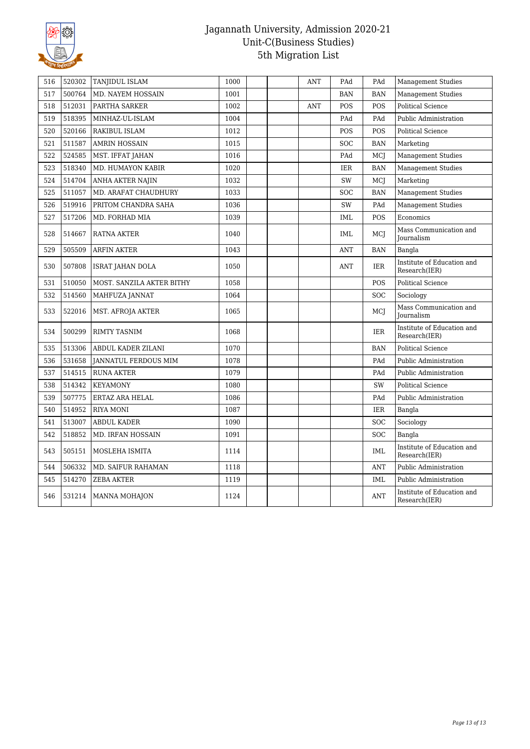# Jagannath University, Admission 2020-21
## Unit-C(Business Studies)
## 5th Migration List

| | | | | | | | | | |
|---|---|---|---|---|---|---|---|---|---|
| 516 | 520302 | TANJIDUL ISLAM | 1000 | | | ANT | PAd | PAd | Management Studies |
| 517 | 500764 | MD. NAYEM HOSSAIN | 1001 | | | | BAN | BAN | Management Studies |
| 518 | 512031 | PARTHA SARKER | 1002 | | | ANT | POS | POS | Political Science |
| 519 | 518395 | MINHAZ-UL-ISLAM | 1004 | | | | PAd | PAd | Public Administration |
| 520 | 520166 | RAKIBUL ISLAM | 1012 | | | | POS | POS | Political Science |
| 521 | 511587 | AMRIN HOSSAIN | 1015 | | | | SOC | BAN | Marketing |
| 522 | 524585 | MST. IFFAT JAHAN | 1016 | | | | PAd | MCJ | Management Studies |
| 523 | 518340 | MD. HUMAYON KABIR | 1020 | | | | IER | BAN | Management Studies |
| 524 | 514704 | ANHA AKTER NAJIN | 1032 | | | | SW | MCJ | Marketing |
| 525 | 511057 | MD. ARAFAT CHAUDHURY | 1033 | | | | SOC | BAN | Management Studies |
| 526 | 519916 | PRITOM CHANDRA SAHA | 1036 | | | | SW | PAd | Management Studies |
| 527 | 517206 | MD. FORHAD MIA | 1039 | | | | IML | POS | Economics |
| 528 | 514667 | RATNA AKTER | 1040 | | | | IML | MCJ | Mass Communication and Journalism |
| 529 | 505509 | ARFIN AKTER | 1043 | | | | ANT | BAN | Bangla |
| 530 | 507808 | ISRAT JAHAN DOLA | 1050 | | | | ANT | IER | Institute of Education and Research(IER) |
| 531 | 510050 | MOST. SANZILA AKTER BITHY | 1058 | | | | | POS | Political Science |
| 532 | 514560 | MAHFUZA JANNAT | 1064 | | | | | SOC | Sociology |
| 533 | 522016 | MST. AFROJA AKTER | 1065 | | | | | MCJ | Mass Communication and Journalism |
| 534 | 500299 | RIMTY TASNIM | 1068 | | | | | IER | Institute of Education and Research(IER) |
| 535 | 513306 | ABDUL KADER ZILANI | 1070 | | | | | BAN | Political Science |
| 536 | 531658 | JANNATUL FERDOUS MIM | 1078 | | | | | PAd | Public Administration |
| 537 | 514515 | RUNA AKTER | 1079 | | | | | PAd | Public Administration |
| 538 | 514342 | KEYAMONY | 1080 | | | | | SW | Political Science |
| 539 | 507775 | ERTAZ ARA HELAL | 1086 | | | | | PAd | Public Administration |
| 540 | 514952 | RIYA MONI | 1087 | | | | | IER | Bangla |
| 541 | 513007 | ABDUL KADER | 1090 | | | | | SOC | Sociology |
| 542 | 518852 | MD. IRFAN HOSSAIN | 1091 | | | | | SOC | Bangla |
| 543 | 505151 | MOSLEHA ISMITA | 1114 | | | | | IML | Institute of Education and Research(IER) |
| 544 | 506332 | MD. SAIFUR RAHAMAN | 1118 | | | | | ANT | Public Administration |
| 545 | 514270 | ZEBA AKTER | 1119 | | | | | IML | Public Administration |
| 546 | 531214 | MANNA MOHAJON | 1124 | | | | | ANT | Institute of Education and Research(IER) |